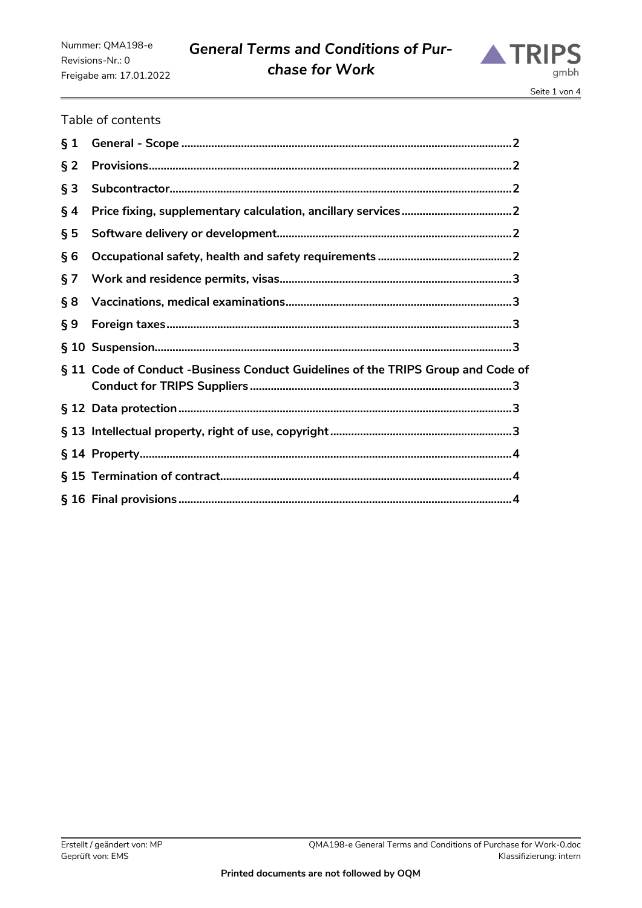Table of contents

| | | |
|---|---|---|
| § 1 | General - Scope | 2 |
| § 2 | Provisions | 2 |
| § 3 | Subcontractor | 2 |
| § 4 | Price fixing, supplementary calculation, ancillary services | 2 |
| § 5 | Software delivery or development | 2 |
| § 6 | Occupational safety, health and safety requirements | 2 |
| § 7 | Work and residence permits, visas | 3 |
| § 8 | Vaccinations, medical examinations | 3 |
| § 9 | Foreign taxes | 3 |
| § 10 | Suspension | 3 |
| § 11 | Code of Conduct -Business Conduct Guidelines of the TRIPS Group and Code of Conduct for TRIPS Suppliers | 3 |
| § 12 | Data protection | 3 |
| § 13 | Intellectual property, right of use, copyright | 3 |
| § 14 | Property | 4 |
| § 15 | Termination of contract | 4 |
| § 16 | Final provisions | 4 |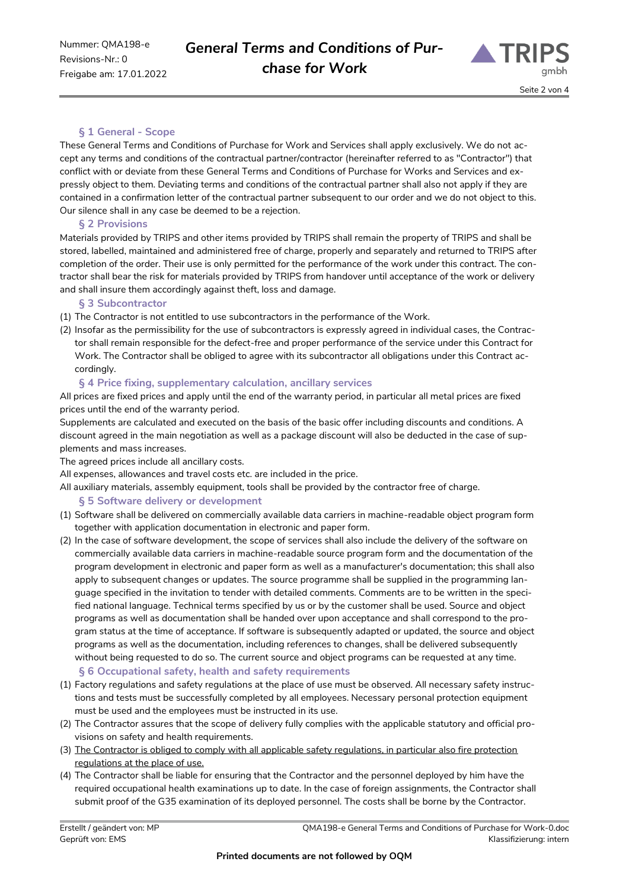## § 1 General - Scope

These General Terms and Conditions of Purchase for Work and Services shall apply exclusively. We do not accept any terms and conditions of the contractual partner/contractor (hereinafter referred to as "Contractor") that conflict with or deviate from these General Terms and Conditions of Purchase for Works and Services and expressly object to them. Deviating terms and conditions of the contractual partner shall also not apply if they are contained in a confirmation letter of the contractual partner subsequent to our order and we do not object to this. Our silence shall in any case be deemed to be a rejection.

## § 2 Provisions

Materials provided by TRIPS and other items provided by TRIPS shall remain the property of TRIPS and shall be stored, labelled, maintained and administered free of charge, properly and separately and returned to TRIPS after completion of the order. Their use is only permitted for the performance of the work under this contract. The contractor shall bear the risk for materials provided by TRIPS from handover until acceptance of the work or delivery and shall insure them accordingly against theft, loss and damage.

## § 3 Subcontractor

(1) The Contractor is not entitled to use subcontractors in the performance of the Work.

(2) Insofar as the permissibility for the use of subcontractors is expressly agreed in individual cases, the Contractor shall remain responsible for the defect-free and proper performance of the service under this Contract for Work. The Contractor shall be obliged to agree with its subcontractor all obligations under this Contract accordingly.

## § 4 Price fixing, supplementary calculation, ancillary services

All prices are fixed prices and apply until the end of the warranty period, in particular all metal prices are fixed prices until the end of the warranty period.

Supplements are calculated and executed on the basis of the basic offer including discounts and conditions. A discount agreed in the main negotiation as well as a package discount will also be deducted in the case of supplements and mass increases.

The agreed prices include all ancillary costs.

All expenses, allowances and travel costs etc. are included in the price.

All auxiliary materials, assembly equipment, tools shall be provided by the contractor free of charge.

## § 5 Software delivery or development

(1) Software shall be delivered on commercially available data carriers in machine-readable object program form together with application documentation in electronic and paper form.

(2) In the case of software development, the scope of services shall also include the delivery of the software on commercially available data carriers in machine-readable source program form and the documentation of the program development in electronic and paper form as well as a manufacturer's documentation; this shall also apply to subsequent changes or updates. The source programme shall be supplied in the programming language specified in the invitation to tender with detailed comments. Comments are to be written in the specified national language. Technical terms specified by us or by the customer shall be used. Source and object programs as well as documentation shall be handed over upon acceptance and shall correspond to the program status at the time of acceptance. If software is subsequently adapted or updated, the source and object programs as well as the documentation, including references to changes, shall be delivered subsequently without being requested to do so. The current source and object programs can be requested at any time.

## § 6 Occupational safety, health and safety requirements

(1) Factory regulations and safety regulations at the place of use must be observed. All necessary safety instructions and tests must be successfully completed by all employees. Necessary personal protection equipment must be used and the employees must be instructed in its use.

(2) The Contractor assures that the scope of delivery fully complies with the applicable statutory and official provisions on safety and health requirements.

(3) <u>The Contractor is obliged to comply with all applicable safety regulations, in particular also fire protection regulations at the place of use.</u>

(4) The Contractor shall be liable for ensuring that the Contractor and the personnel deployed by him have the required occupational health examinations up to date. In the case of foreign assignments, the Contractor shall submit proof of the G35 examination of its deployed personnel. The costs shall be borne by the Contractor.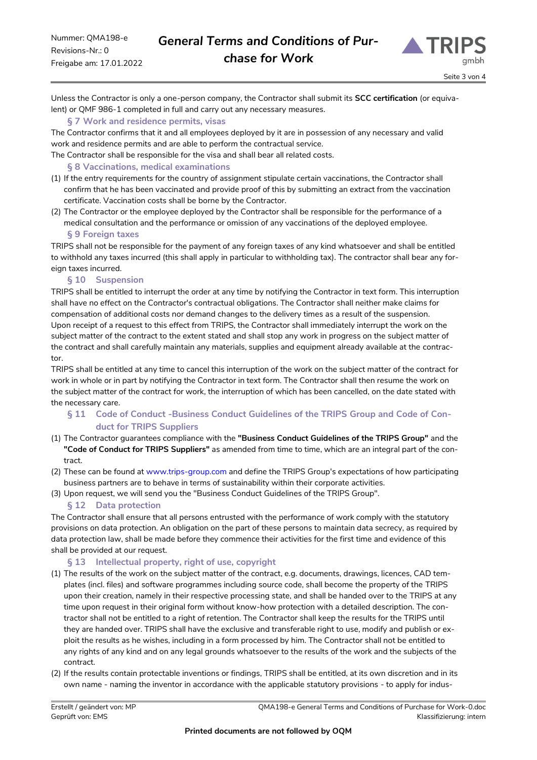Unless the Contractor is only a one-person company, the Contractor shall submit its **SCC certification** (or equivalent) or QMF 986-1 completed in full and carry out any necessary measures.

## § 7 Work and residence permits, visas

The Contractor confirms that it and all employees deployed by it are in possession of any necessary and valid work and residence permits and are able to perform the contractual service.

The Contractor shall be responsible for the visa and shall bear all related costs.

## § 8 Vaccinations, medical examinations

(1) If the entry requirements for the country of assignment stipulate certain vaccinations, the Contractor shall confirm that he has been vaccinated and provide proof of this by submitting an extract from the vaccination certificate. Vaccination costs shall be borne by the Contractor.

(2) The Contractor or the employee deployed by the Contractor shall be responsible for the performance of a medical consultation and the performance or omission of any vaccinations of the deployed employee.

## § 9 Foreign taxes

TRIPS shall not be responsible for the payment of any foreign taxes of any kind whatsoever and shall be entitled to withhold any taxes incurred (this shall apply in particular to withholding tax). The contractor shall bear any foreign taxes incurred.

## § 10 Suspension

TRIPS shall be entitled to interrupt the order at any time by notifying the Contractor in text form. This interruption shall have no effect on the Contractor's contractual obligations. The Contractor shall neither make claims for compensation of additional costs nor demand changes to the delivery times as a result of the suspension.

Upon receipt of a request to this effect from TRIPS, the Contractor shall immediately interrupt the work on the subject matter of the contract to the extent stated and shall stop any work in progress on the subject matter of the contract and shall carefully maintain any materials, supplies and equipment already available at the contractor.

TRIPS shall be entitled at any time to cancel this interruption of the work on the subject matter of the contract for work in whole or in part by notifying the Contractor in text form. The Contractor shall then resume the work on the subject matter of the contract for work, the interruption of which has been cancelled, on the date stated with the necessary care.

## § 11 Code of Conduct -Business Conduct Guidelines of the TRIPS Group and Code of Conduct for TRIPS Suppliers

(1) The Contractor guarantees compliance with the **"Business Conduct Guidelines of the TRIPS Group"** and the **"Code of Conduct for TRIPS Suppliers"** as amended from time to time, which are an integral part of the contract.

(2) These can be found at www.trips-group.com and define the TRIPS Group's expectations of how participating business partners are to behave in terms of sustainability within their corporate activities.

(3) Upon request, we will send you the "Business Conduct Guidelines of the TRIPS Group".

## § 12 Data protection

The Contractor shall ensure that all persons entrusted with the performance of work comply with the statutory provisions on data protection. An obligation on the part of these persons to maintain data secrecy, as required by data protection law, shall be made before they commence their activities for the first time and evidence of this shall be provided at our request.

## § 13 Intellectual property, right of use, copyright

(1) The results of the work on the subject matter of the contract, e.g. documents, drawings, licences, CAD templates (incl. files) and software programmes including source code, shall become the property of the TRIPS upon their creation, namely in their respective processing state, and shall be handed over to the TRIPS at any time upon request in their original form without know-how protection with a detailed description. The contractor shall not be entitled to a right of retention. The Contractor shall keep the results for the TRIPS until they are handed over. TRIPS shall have the exclusive and transferable right to use, modify and publish or exploit the results as he wishes, including in a form processed by him. The Contractor shall not be entitled to any rights of any kind and on any legal grounds whatsoever to the results of the work and the subjects of the contract.

(2) If the results contain protectable inventions or findings, TRIPS shall be entitled, at its own discretion and in its own name - naming the inventor in accordance with the applicable statutory provisions - to apply for indus-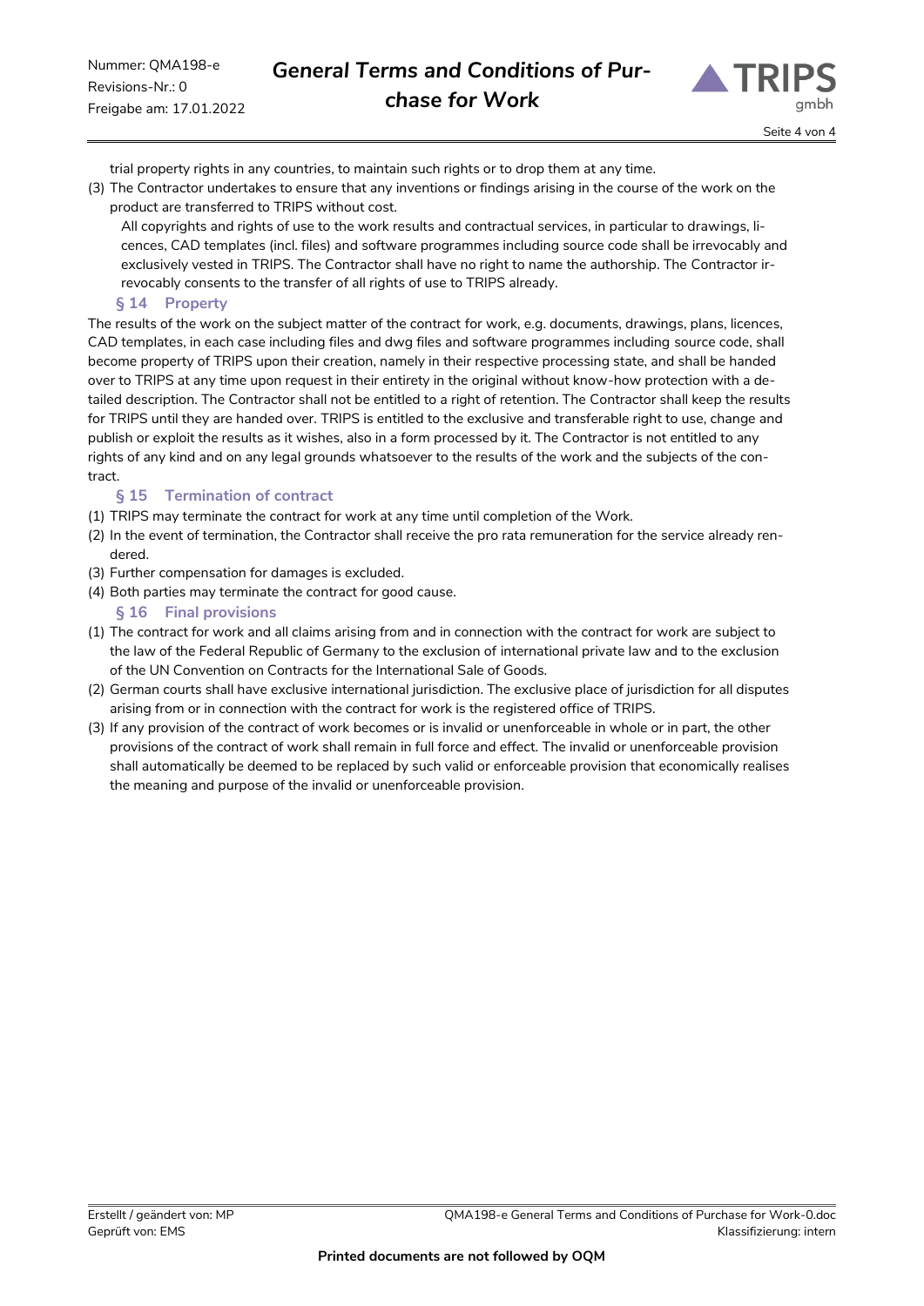trial property rights in any countries, to maintain such rights or to drop them at any time.

(3) The Contractor undertakes to ensure that any inventions or findings arising in the course of the work on the product are transferred to TRIPS without cost.

All copyrights and rights of use to the work results and contractual services, in particular to drawings, licences, CAD templates (incl. files) and software programmes including source code shall be irrevocably and exclusively vested in TRIPS. The Contractor shall have no right to name the authorship. The Contractor irrevocably consents to the transfer of all rights of use to TRIPS already.

## § 14 Property

The results of the work on the subject matter of the contract for work, e.g. documents, drawings, plans, licences, CAD templates, in each case including files and dwg files and software programmes including source code, shall become property of TRIPS upon their creation, namely in their respective processing state, and shall be handed over to TRIPS at any time upon request in their entirety in the original without know-how protection with a detailed description. The Contractor shall not be entitled to a right of retention. The Contractor shall keep the results for TRIPS until they are handed over. TRIPS is entitled to the exclusive and transferable right to use, change and publish or exploit the results as it wishes, also in a form processed by it. The Contractor is not entitled to any rights of any kind and on any legal grounds whatsoever to the results of the work and the subjects of the contract.

## § 15 Termination of contract

(1) TRIPS may terminate the contract for work at any time until completion of the Work.

(2) In the event of termination, the Contractor shall receive the pro rata remuneration for the service already rendered.

(3) Further compensation for damages is excluded.

(4) Both parties may terminate the contract for good cause.

## § 16 Final provisions

(1) The contract for work and all claims arising from and in connection with the contract for work are subject to the law of the Federal Republic of Germany to the exclusion of international private law and to the exclusion of the UN Convention on Contracts for the International Sale of Goods.

(2) German courts shall have exclusive international jurisdiction. The exclusive place of jurisdiction for all disputes arising from or in connection with the contract for work is the registered office of TRIPS.

(3) If any provision of the contract of work becomes or is invalid or unenforceable in whole or in part, the other provisions of the contract of work shall remain in full force and effect. The invalid or unenforceable provision shall automatically be deemed to be replaced by such valid or enforceable provision that economically realises the meaning and purpose of the invalid or unenforceable provision.